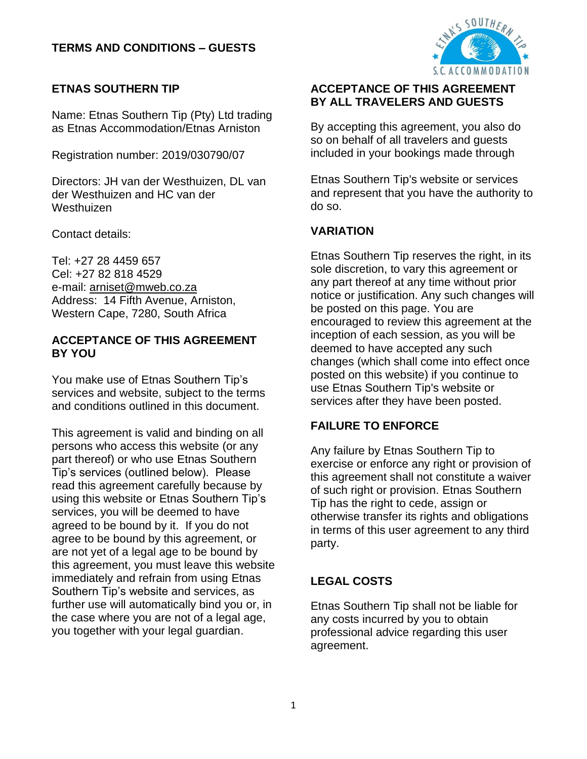# TERMS AND CONDITIONS – GUESTS

## ETNAS SOUTHERN TIP

Name: Etnas Southern Tip (Pty) Ltd trading as Etnas Accommodation/Etnas Arniston

Registration number: 2019/030790/07

Directors: JH van der Westhuizen, DL van der Westhuizen and HC van der Westhuizen

Contact details:

Tel: +27 28 4459 657
Cel: +27 82 818 4529
e-mail: arniset@mweb.co.za
Address: 14 Fifth Avenue, Arniston, Western Cape, 7280, South Africa

## ACCEPTANCE OF THIS AGREEMENT BY YOU

You make use of Etnas Southern Tip's services and website, subject to the terms and conditions outlined in this document.

This agreement is valid and binding on all persons who access this website (or any part thereof) or who use Etnas Southern Tip's services (outlined below). Please read this agreement carefully because by using this website or Etnas Southern Tip's services, you will be deemed to have agreed to be bound by it. If you do not agree to be bound by this agreement, or are not yet of a legal age to be bound by this agreement, you must leave this website immediately and refrain from using Etnas Southern Tip's website and services, as further use will automatically bind you or, in the case where you are not of a legal age, you together with your legal guardian.

## ACCEPTANCE OF THIS AGREEMENT BY ALL TRAVELERS AND GUESTS

By accepting this agreement, you also do so on behalf of all travelers and guests included in your bookings made through

Etnas Southern Tip's website or services and represent that you have the authority to do so.

## VARIATION

Etnas Southern Tip reserves the right, in its sole discretion, to vary this agreement or any part thereof at any time without prior notice or justification. Any such changes will be posted on this page. You are encouraged to review this agreement at the inception of each session, as you will be deemed to have accepted any such changes (which shall come into effect once posted on this website) if you continue to use Etnas Southern Tip's website or services after they have been posted.

## FAILURE TO ENFORCE

Any failure by Etnas Southern Tip to exercise or enforce any right or provision of this agreement shall not constitute a waiver of such right or provision. Etnas Southern Tip has the right to cede, assign or otherwise transfer its rights and obligations in terms of this user agreement to any third party.

## LEGAL COSTS

Etnas Southern Tip shall not be liable for any costs incurred by you to obtain professional advice regarding this user agreement.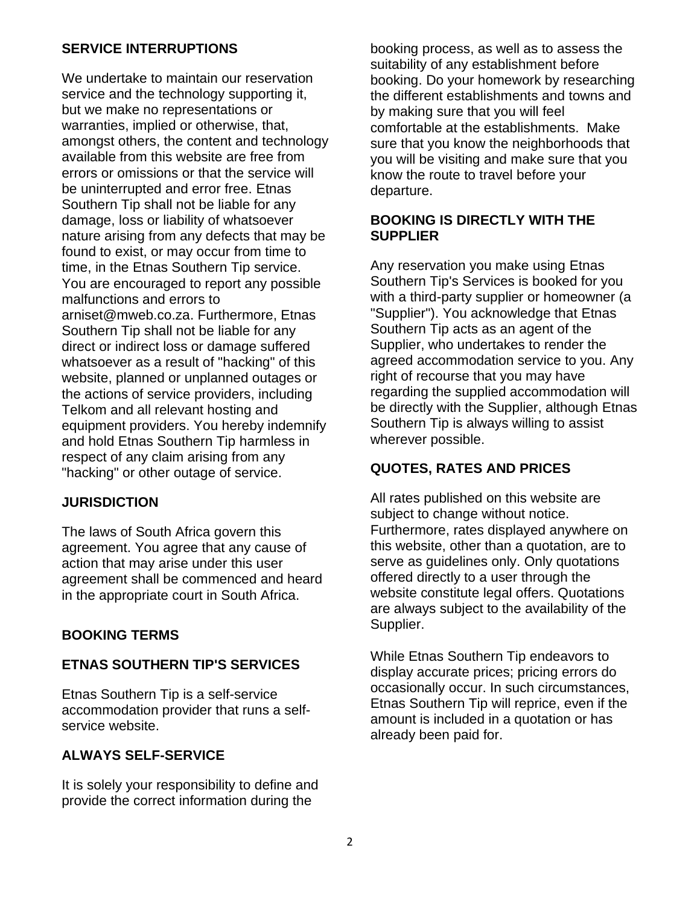## SERVICE INTERRUPTIONS

We undertake to maintain our reservation service and the technology supporting it, but we make no representations or warranties, implied or otherwise, that, amongst others, the content and technology available from this website are free from errors or omissions or that the service will be uninterrupted and error free. Etnas Southern Tip shall not be liable for any damage, loss or liability of whatsoever nature arising from any defects that may be found to exist, or may occur from time to time, in the Etnas Southern Tip service. You are encouraged to report any possible malfunctions and errors to arniset@mweb.co.za. Furthermore, Etnas Southern Tip shall not be liable for any direct or indirect loss or damage suffered whatsoever as a result of "hacking" of this website, planned or unplanned outages or the actions of service providers, including Telkom and all relevant hosting and equipment providers. You hereby indemnify and hold Etnas Southern Tip harmless in respect of any claim arising from any "hacking" or other outage of service.

## JURISDICTION

The laws of South Africa govern this agreement. You agree that any cause of action that may arise under this user agreement shall be commenced and heard in the appropriate court in South Africa.

## BOOKING TERMS

## ETNAS SOUTHERN TIP'S SERVICES

Etnas Southern Tip is a self-service accommodation provider that runs a self-service website.

## ALWAYS SELF-SERVICE

It is solely your responsibility to define and provide the correct information during the booking process, as well as to assess the suitability of any establishment before booking. Do your homework by researching the different establishments and towns and by making sure that you will feel comfortable at the establishments. Make sure that you know the neighborhoods that you will be visiting and make sure that you know the route to travel before your departure.

## BOOKING IS DIRECTLY WITH THE SUPPLIER

Any reservation you make using Etnas Southern Tip's Services is booked for you with a third-party supplier or homeowner (a "Supplier"). You acknowledge that Etnas Southern Tip acts as an agent of the Supplier, who undertakes to render the agreed accommodation service to you. Any right of recourse that you may have regarding the supplied accommodation will be directly with the Supplier, although Etnas Southern Tip is always willing to assist wherever possible.

## QUOTES, RATES AND PRICES

All rates published on this website are subject to change without notice. Furthermore, rates displayed anywhere on this website, other than a quotation, are to serve as guidelines only. Only quotations offered directly to a user through the website constitute legal offers. Quotations are always subject to the availability of the Supplier.

While Etnas Southern Tip endeavors to display accurate prices; pricing errors do occasionally occur. In such circumstances, Etnas Southern Tip will reprice, even if the amount is included in a quotation or has already been paid for.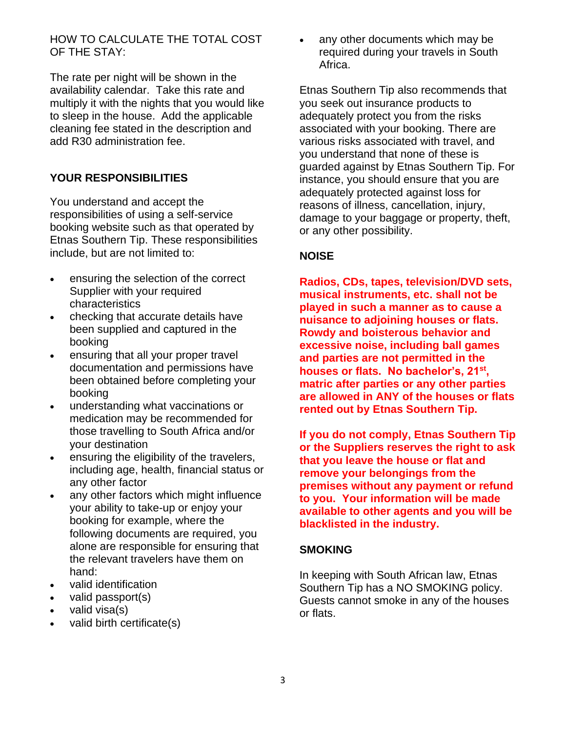HOW TO CALCULATE THE TOTAL COST OF THE STAY:

The rate per night will be shown in the availability calendar. Take this rate and multiply it with the nights that you would like to sleep in the house. Add the applicable cleaning fee stated in the description and add R30 administration fee.

## YOUR RESPONSIBILITIES

You understand and accept the responsibilities of using a self-service booking website such as that operated by Etnas Southern Tip. These responsibilities include, but are not limited to:

- ensuring the selection of the correct Supplier with your required characteristics
- checking that accurate details have been supplied and captured in the booking
- ensuring that all your proper travel documentation and permissions have been obtained before completing your booking
- understanding what vaccinations or medication may be recommended for those travelling to South Africa and/or your destination
- ensuring the eligibility of the travelers, including age, health, financial status or any other factor
- any other factors which might influence your ability to take-up or enjoy your booking for example, where the following documents are required, you alone are responsible for ensuring that the relevant travelers have them on hand:
- valid identification
- valid passport(s)
- valid visa(s)
- valid birth certificate(s)
- any other documents which may be required during your travels in South Africa.

Etnas Southern Tip also recommends that you seek out insurance products to adequately protect you from the risks associated with your booking. There are various risks associated with travel, and you understand that none of these is guarded against by Etnas Southern Tip. For instance, you should ensure that you are adequately protected against loss for reasons of illness, cancellation, injury, damage to your baggage or property, theft, or any other possibility.

## NOISE

**Radios, CDs, tapes, television/DVD sets, musical instruments, etc. shall not be played in such a manner as to cause a nuisance to adjoining houses or flats. Rowdy and boisterous behavior and excessive noise, including ball games and parties are not permitted in the houses or flats. No bachelor's, 21st, matric after parties or any other parties are allowed in ANY of the houses or flats rented out by Etnas Southern Tip.**

**If you do not comply, Etnas Southern Tip or the Suppliers reserves the right to ask that you leave the house or flat and remove your belongings from the premises without any payment or refund to you. Your information will be made available to other agents and you will be blacklisted in the industry.**

## SMOKING

In keeping with South African law, Etnas Southern Tip has a NO SMOKING policy. Guests cannot smoke in any of the houses or flats.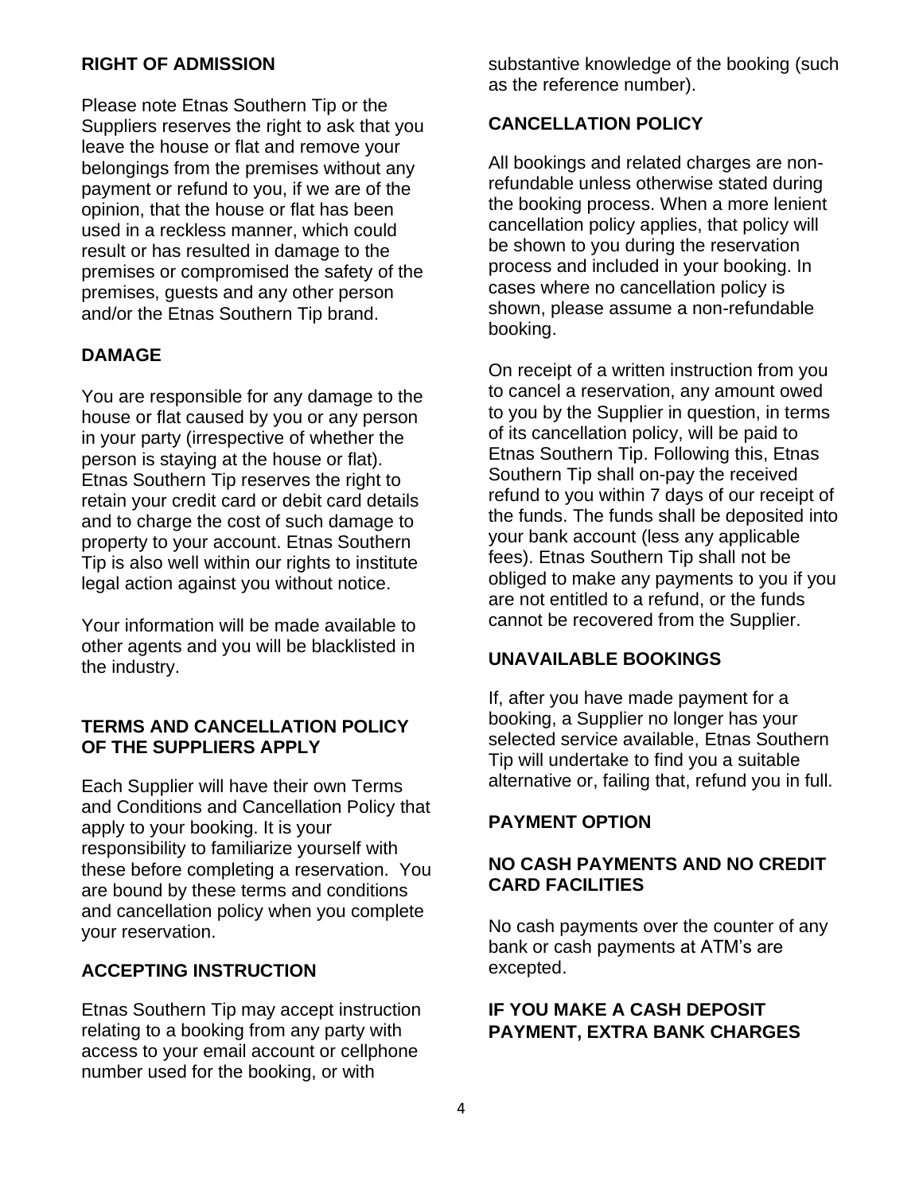**RIGHT OF ADMISSION**

Please note Etnas Southern Tip or the Suppliers reserves the right to ask that you leave the house or flat and remove your belongings from the premises without any payment or refund to you, if we are of the opinion, that the house or flat has been used in a reckless manner, which could result or has resulted in damage to the premises or compromised the safety of the premises, guests and any other person and/or the Etnas Southern Tip brand.

**DAMAGE**

You are responsible for any damage to the house or flat caused by you or any person in your party (irrespective of whether the person is staying at the house or flat). Etnas Southern Tip reserves the right to retain your credit card or debit card details and to charge the cost of such damage to property to your account. Etnas Southern Tip is also well within our rights to institute legal action against you without notice.

Your information will be made available to other agents and you will be blacklisted in the industry.

**TERMS AND CANCELLATION POLICY OF THE SUPPLIERS APPLY**

Each Supplier will have their own Terms and Conditions and Cancellation Policy that apply to your booking. It is your responsibility to familiarize yourself with these before completing a reservation. You are bound by these terms and conditions and cancellation policy when you complete your reservation.

**ACCEPTING INSTRUCTION**

Etnas Southern Tip may accept instruction relating to a booking from any party with access to your email account or cellphone number used for the booking, or with substantive knowledge of the booking (such as the reference number).

**CANCELLATION POLICY**

All bookings and related charges are non-refundable unless otherwise stated during the booking process. When a more lenient cancellation policy applies, that policy will be shown to you during the reservation process and included in your booking. In cases where no cancellation policy is shown, please assume a non-refundable booking.

On receipt of a written instruction from you to cancel a reservation, any amount owed to you by the Supplier in question, in terms of its cancellation policy, will be paid to Etnas Southern Tip. Following this, Etnas Southern Tip shall on-pay the received refund to you within 7 days of our receipt of the funds. The funds shall be deposited into your bank account (less any applicable fees). Etnas Southern Tip shall not be obliged to make any payments to you if you are not entitled to a refund, or the funds cannot be recovered from the Supplier.

**UNAVAILABLE BOOKINGS**

If, after you have made payment for a booking, a Supplier no longer has your selected service available, Etnas Southern Tip will undertake to find you a suitable alternative or, failing that, refund you in full.

**PAYMENT OPTION**

**NO CASH PAYMENTS AND NO CREDIT CARD FACILITIES**

No cash payments over the counter of any bank or cash payments at ATM's are excepted.

**IF YOU MAKE A CASH DEPOSIT PAYMENT, EXTRA BANK CHARGES**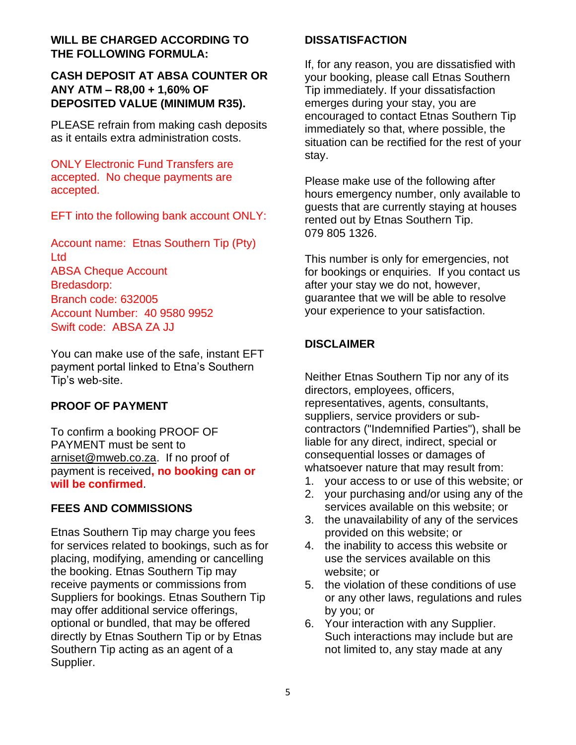**WILL BE CHARGED ACCORDING TO THE FOLLOWING FORMULA:**

**CASH DEPOSIT AT ABSA COUNTER OR ANY ATM – R8,00 + 1,60% OF DEPOSITED VALUE (MINIMUM R35).**

PLEASE refrain from making cash deposits as it entails extra administration costs.

ONLY Electronic Fund Transfers are accepted. No cheque payments are accepted.

EFT into the following bank account ONLY:

Account name: Etnas Southern Tip (Pty) Ltd
ABSA Cheque Account
Bredasdorp:
Branch code: 632005
Account Number: 40 9580 9952
Swift code: ABSA ZA JJ

You can make use of the safe, instant EFT payment portal linked to Etna's Southern Tip's web-site.

## PROOF OF PAYMENT

To confirm a booking PROOF OF PAYMENT must be sent to arniset@mweb.co.za. If no proof of payment is received**, no booking can or will be confirmed**.

## FEES AND COMMISSIONS

Etnas Southern Tip may charge you fees for services related to bookings, such as for placing, modifying, amending or cancelling the booking. Etnas Southern Tip may receive payments or commissions from Suppliers for bookings. Etnas Southern Tip may offer additional service offerings, optional or bundled, that may be offered directly by Etnas Southern Tip or by Etnas Southern Tip acting as an agent of a Supplier.

## DISSATISFACTION

If, for any reason, you are dissatisfied with your booking, please call Etnas Southern Tip immediately. If your dissatisfaction emerges during your stay, you are encouraged to contact Etnas Southern Tip immediately so that, where possible, the situation can be rectified for the rest of your stay.

Please make use of the following after hours emergency number, only available to guests that are currently staying at houses rented out by Etnas Southern Tip.
079 805 1326.

This number is only for emergencies, not for bookings or enquiries. If you contact us after your stay we do not, however, guarantee that we will be able to resolve your experience to your satisfaction.

## DISCLAIMER

Neither Etnas Southern Tip nor any of its directors, employees, officers, representatives, agents, consultants, suppliers, service providers or sub-contractors ("Indemnified Parties"), shall be liable for any direct, indirect, special or consequential losses or damages of whatsoever nature that may result from:

1. your access to or use of this website; or
2. your purchasing and/or using any of the services available on this website; or
3. the unavailability of any of the services provided on this website; or
4. the inability to access this website or use the services available on this website; or
5. the violation of these conditions of use or any other laws, regulations and rules by you; or
6. Your interaction with any Supplier. Such interactions may include but are not limited to, any stay made at any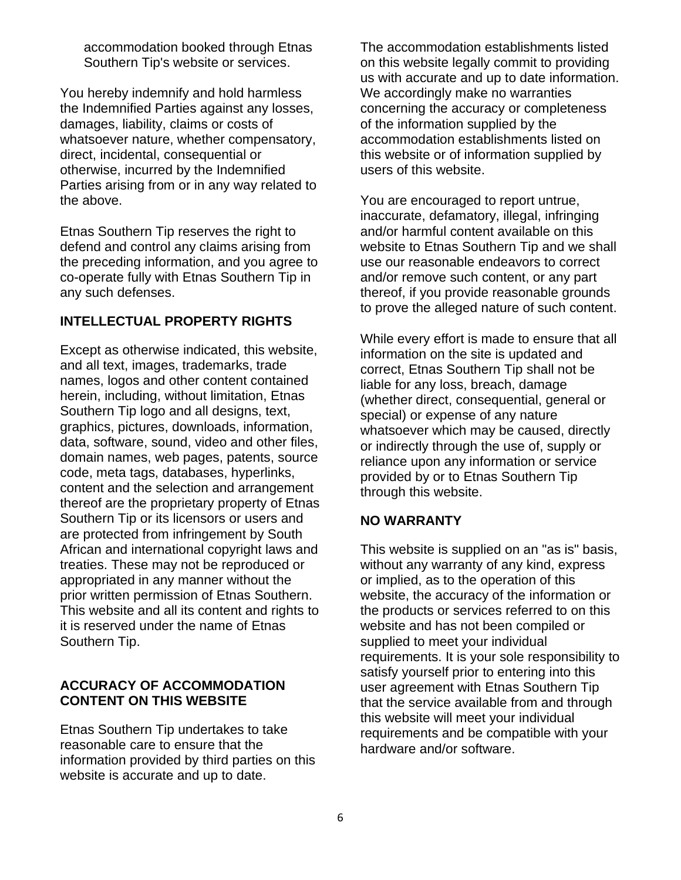accommodation booked through Etnas Southern Tip's website or services.

You hereby indemnify and hold harmless the Indemnified Parties against any losses, damages, liability, claims or costs of whatsoever nature, whether compensatory, direct, incidental, consequential or otherwise, incurred by the Indemnified Parties arising from or in any way related to the above.

Etnas Southern Tip reserves the right to defend and control any claims arising from the preceding information, and you agree to co-operate fully with Etnas Southern Tip in any such defenses.

**INTELLECTUAL PROPERTY RIGHTS**

Except as otherwise indicated, this website, and all text, images, trademarks, trade names, logos and other content contained herein, including, without limitation, Etnas Southern Tip logo and all designs, text, graphics, pictures, downloads, information, data, software, sound, video and other files, domain names, web pages, patents, source code, meta tags, databases, hyperlinks, content and the selection and arrangement thereof are the proprietary property of Etnas Southern Tip or its licensors or users and are protected from infringement by South African and international copyright laws and treaties. These may not be reproduced or appropriated in any manner without the prior written permission of Etnas Southern. This website and all its content and rights to it is reserved under the name of Etnas Southern Tip.

**ACCURACY OF ACCOMMODATION CONTENT ON THIS WEBSITE**

Etnas Southern Tip undertakes to take reasonable care to ensure that the information provided by third parties on this website is accurate and up to date.

The accommodation establishments listed on this website legally commit to providing us with accurate and up to date information. We accordingly make no warranties concerning the accuracy or completeness of the information supplied by the accommodation establishments listed on this website or of information supplied by users of this website.

You are encouraged to report untrue, inaccurate, defamatory, illegal, infringing and/or harmful content available on this website to Etnas Southern Tip and we shall use our reasonable endeavors to correct and/or remove such content, or any part thereof, if you provide reasonable grounds to prove the alleged nature of such content.

While every effort is made to ensure that all information on the site is updated and correct, Etnas Southern Tip shall not be liable for any loss, breach, damage (whether direct, consequential, general or special) or expense of any nature whatsoever which may be caused, directly or indirectly through the use of, supply or reliance upon any information or service provided by or to Etnas Southern Tip through this website.

**NO WARRANTY**

This website is supplied on an "as is" basis, without any warranty of any kind, express or implied, as to the operation of this website, the accuracy of the information or the products or services referred to on this website and has not been compiled or supplied to meet your individual requirements. It is your sole responsibility to satisfy yourself prior to entering into this user agreement with Etnas Southern Tip that the service available from and through this website will meet your individual requirements and be compatible with your hardware and/or software.